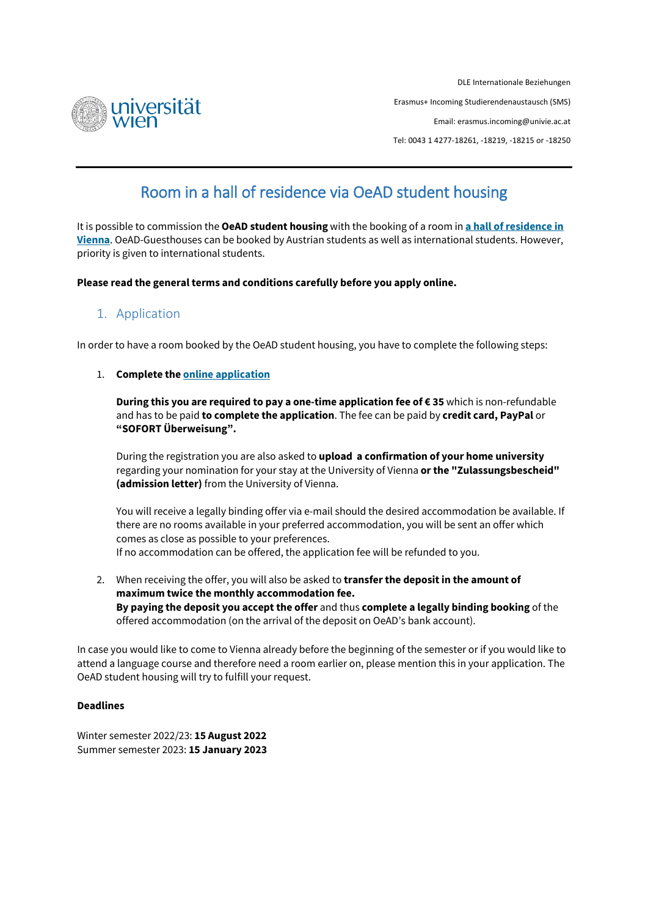DLE Internationale Beziehungen

Erasmus+ Incoming Studierendenaustausch (SMS)

Email: erasmus.incoming@univie.ac.at

Tel: 0043 1 4277-18261, -18219, -18215 or -18250

# Room in a hall of residence via OeAD student housing

It is possible to commission the **OeAD student housing** with the booking of a room in **a hall of residence in Vienna**. OeAD-Guesthouses can be booked by Austrian students as well as international students. However, priority is given to international students.

**Please read the general terms and conditions carefully before you apply online.**

## 1. Application

In order to have a room booked by the OeAD student housing, you have to complete the following steps:

1. **Complete the online application**

   **During this you are required to pay a one-time application fee of € 35** which is non-refundable and has to be paid **to complete the application**. The fee can be paid by **credit card, PayPal** or **“SOFORT Überweisung”.**

   During the registration you are also asked to **upload a confirmation of your home university** regarding your nomination for your stay at the University of Vienna **or the "Zulassungsbescheid" (admission letter)** from the University of Vienna.

   You will receive a legally binding offer via e-mail should the desired accommodation be available. If there are no rooms available in your preferred accommodation, you will be sent an offer which comes as close as possible to your preferences.
   If no accommodation can be offered, the application fee will be refunded to you.

2. When receiving the offer, you will also be asked to **transfer the deposit in the amount of maximum twice the monthly accommodation fee.**
   **By paying the deposit you accept the offer** and thus **complete a legally binding booking** of the offered accommodation (on the arrival of the deposit on OeAD’s bank account).

In case you would like to come to Vienna already before the beginning of the semester or if you would like to attend a language course and therefore need a room earlier on, please mention this in your application. The OeAD student housing will try to fulfill your request.

**Deadlines**

Winter semester 2022/23: **15 August 2022**
Summer semester 2023: **15 January 2023**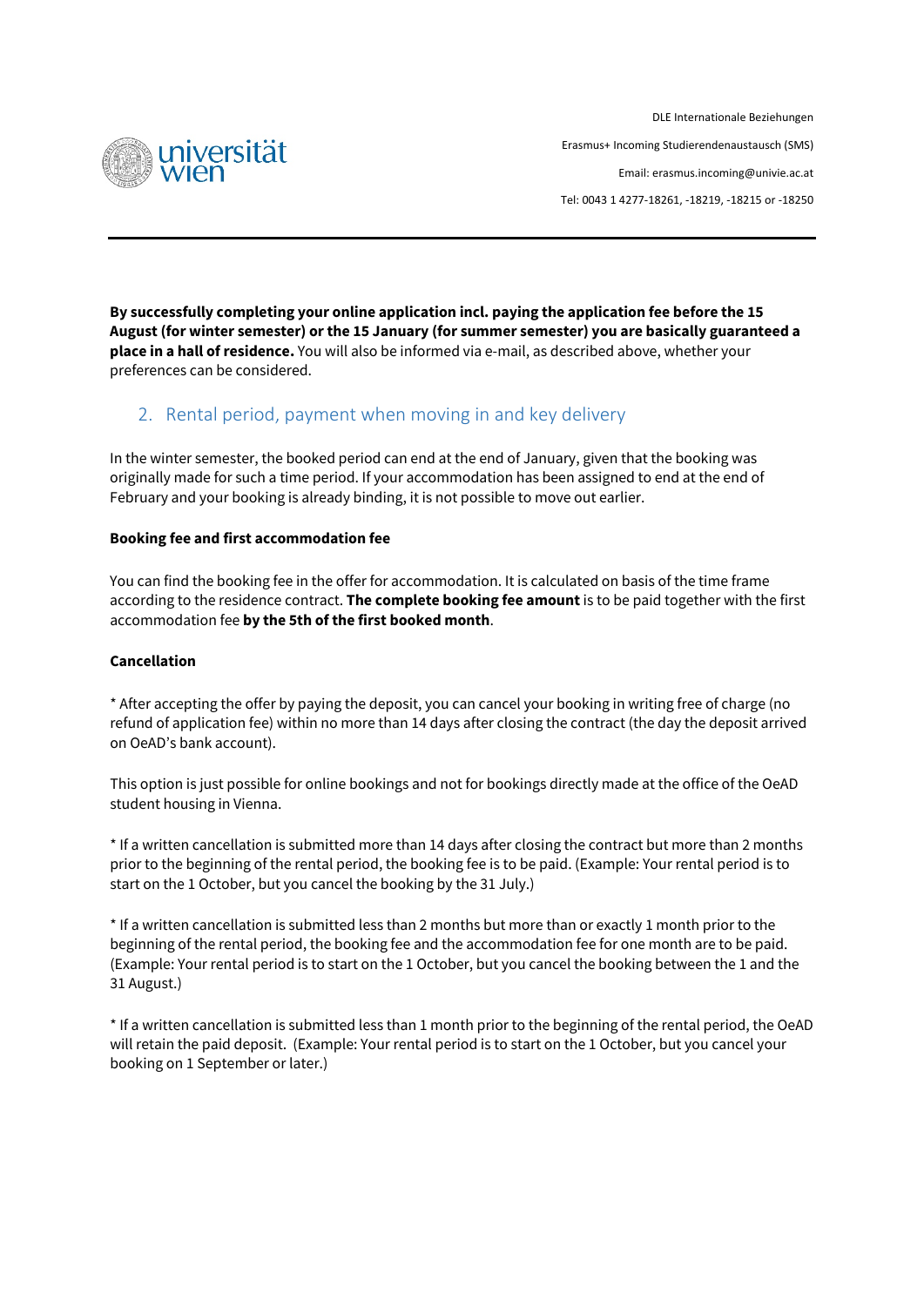**By successfully completing your online application incl. paying the application fee before the 15 August (for winter semester) or the 15 January (for summer semester) you are basically guaranteed a place in a hall of residence.** You will also be informed via e-mail, as described above, whether your preferences can be considered.

## 2. Rental period, payment when moving in and key delivery

In the winter semester, the booked period can end at the end of January, given that the booking was originally made for such a time period. If your accommodation has been assigned to end at the end of February and your booking is already binding, it is not possible to move out earlier.

**Booking fee and first accommodation fee**

You can find the booking fee in the offer for accommodation. It is calculated on basis of the time frame according to the residence contract. **The complete booking fee amount** is to be paid together with the first accommodation fee **by the 5th of the first booked month**.

**Cancellation**

* After accepting the offer by paying the deposit, you can cancel your booking in writing free of charge (no refund of application fee) within no more than 14 days after closing the contract (the day the deposit arrived on OeAD's bank account).

This option is just possible for online bookings and not for bookings directly made at the office of the OeAD student housing in Vienna.

* If a written cancellation is submitted more than 14 days after closing the contract but more than 2 months prior to the beginning of the rental period, the booking fee is to be paid. (Example: Your rental period is to start on the 1 October, but you cancel the booking by the 31 July.)

* If a written cancellation is submitted less than 2 months but more than or exactly 1 month prior to the beginning of the rental period, the booking fee and the accommodation fee for one month are to be paid. (Example: Your rental period is to start on the 1 October, but you cancel the booking between the 1 and the 31 August.)

* If a written cancellation is submitted less than 1 month prior to the beginning of the rental period, the OeAD will retain the paid deposit. (Example: Your rental period is to start on the 1 October, but you cancel your booking on 1 September or later.)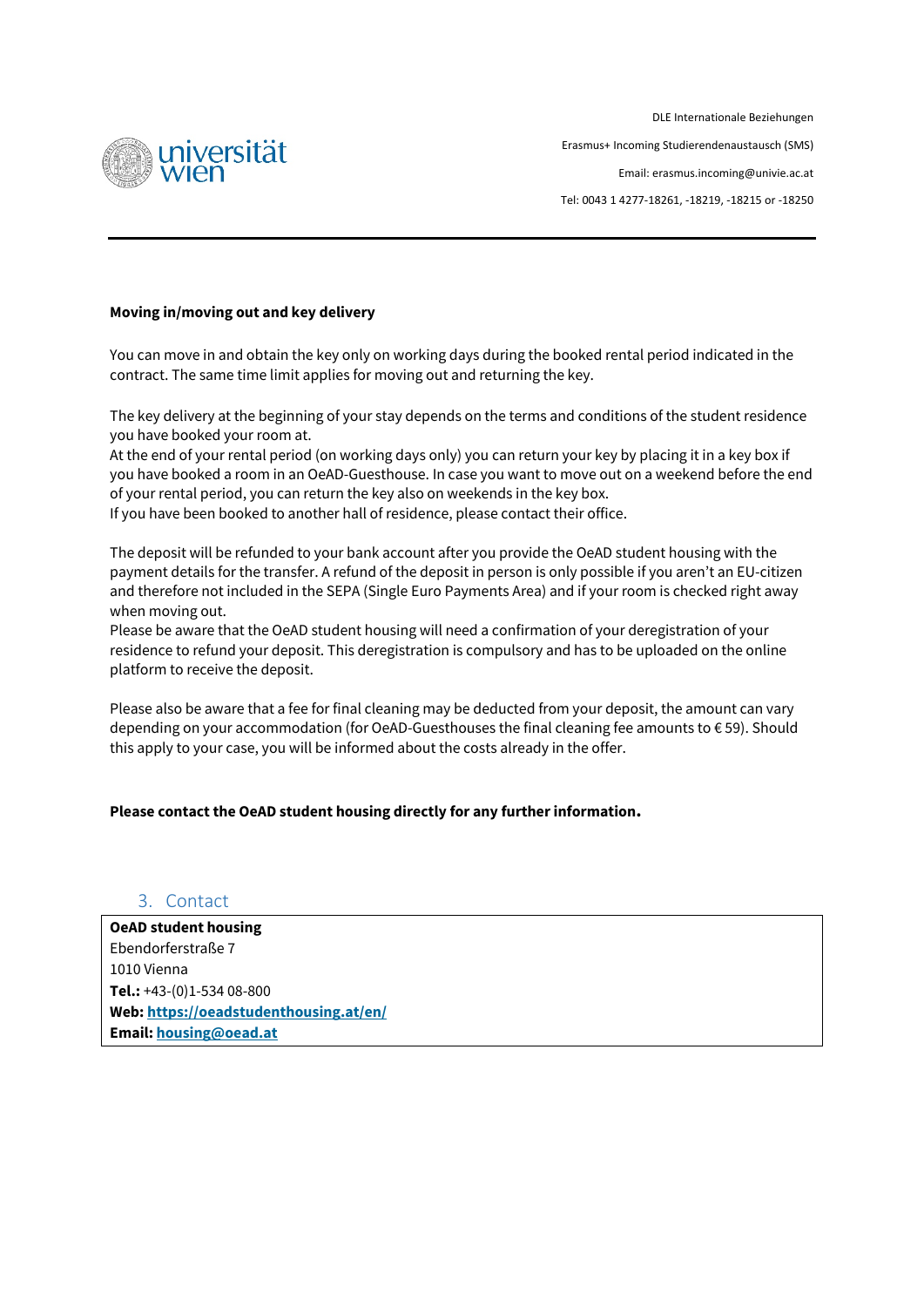**Moving in/moving out and key delivery**

You can move in and obtain the key only on working days during the booked rental period indicated in the contract. The same time limit applies for moving out and returning the key.

The key delivery at the beginning of your stay depends on the terms and conditions of the student residence you have booked your room at.
At the end of your rental period (on working days only) you can return your key by placing it in a key box if you have booked a room in an OeAD-Guesthouse. In case you want to move out on a weekend before the end of your rental period, you can return the key also on weekends in the key box.
If you have been booked to another hall of residence, please contact their office.

The deposit will be refunded to your bank account after you provide the OeAD student housing with the payment details for the transfer. A refund of the deposit in person is only possible if you aren't an EU-citizen and therefore not included in the SEPA (Single Euro Payments Area) and if your room is checked right away when moving out.
Please be aware that the OeAD student housing will need a confirmation of your deregistration of your residence to refund your deposit. This deregistration is compulsory and has to be uploaded on the online platform to receive the deposit.

Please also be aware that a fee for final cleaning may be deducted from your deposit, the amount can vary depending on your accommodation (for OeAD-Guesthouses the final cleaning fee amounts to € 59). Should this apply to your case, you will be informed about the costs already in the offer.

**Please contact the OeAD student housing directly for any further information.**

## 3. Contact

**OeAD student housing**
Ebendorferstraße 7
1010 Vienna
**Tel.:** +43-(0)1-534 08-800
**Web:** [https://oeadstudenthousing.at/en/](https://oeadstudenthousing.at/en/)
**Email:** [housing@oead.at](mailto:housing@oead.at)